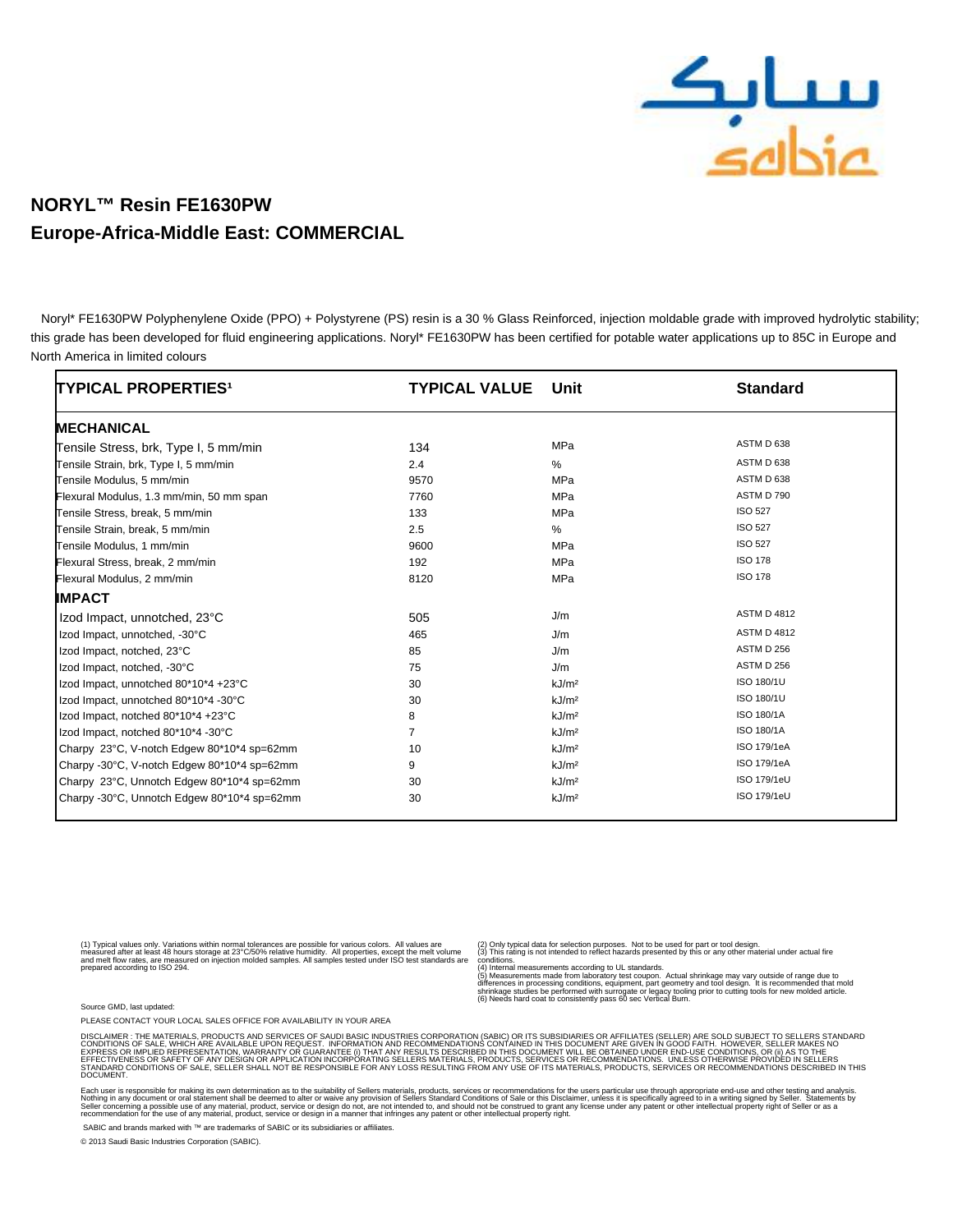# NORYL™ Resin FE1630PW
## Europe-Africa-Middle East: COMMERCIAL

Noryl* FE1630PW Polyphenylene Oxide (PPO) + Polystyrene (PS) resin is a 30 % Glass Reinforced, injection moldable grade with improved hydrolytic stability; this grade has been developed for fluid engineering applications. Noryl* FE1630PW has been certified for potable water applications up to 85C in Europe and North America in limited colours

| TYPICAL PROPERTIES[1] | TYPICAL VALUE | Unit | Standard |
|---|---|---|---|
| **MECHANICAL** | | | |
| Tensile Stress, brk, Type I, 5 mm/min | 134 | MPa | ASTM D 638 |
| Tensile Strain, brk, Type I, 5 mm/min | 2.4 | % | ASTM D 638 |
| Tensile Modulus, 5 mm/min | 9570 | MPa | ASTM D 638 |
| Flexural Modulus, 1.3 mm/min, 50 mm span | 7760 | MPa | ASTM D 790 |
| Tensile Stress, break, 5 mm/min | 133 | MPa | ISO 527 |
| Tensile Strain, break, 5 mm/min | 2.5 | % | ISO 527 |
| Tensile Modulus, 1 mm/min | 9600 | MPa | ISO 527 |
| Flexural Stress, break, 2 mm/min | 192 | MPa | ISO 178 |
| Flexural Modulus, 2 mm/min | 8120 | MPa | ISO 178 |
| **IMPACT** | | | |
| Izod Impact, unnotched, 23°C | 505 | J/m | ASTM D 4812 |
| Izod Impact, unnotched, -30°C | 465 | J/m | ASTM D 4812 |
| Izod Impact, notched, 23°C | 85 | J/m | ASTM D 256 |
| Izod Impact, notched, -30°C | 75 | J/m | ASTM D 256 |
| Izod Impact, unnotched 80*10*4 +23°C | 30 | kJ/m² | ISO 180/1U |
| Izod Impact, unnotched 80*10*4 -30°C | 30 | kJ/m² | ISO 180/1U |
| Izod Impact, notched 80*10*4 +23°C | 8 | kJ/m² | ISO 180/1A |
| Izod Impact, notched 80*10*4 -30°C | 7 | kJ/m² | ISO 180/1A |
| Charpy 23°C, V-notch Edgew 80*10*4 sp=62mm | 10 | kJ/m² | ISO 179/1eA |
| Charpy -30°C, V-notch Edgew 80*10*4 sp=62mm | 9 | kJ/m² | ISO 179/1eA |
| Charpy 23°C, Unnotch Edgew 80*10*4 sp=62mm | 30 | kJ/m² | ISO 179/1eU |
| Charpy -30°C, Unnotch Edgew 80*10*4 sp=62mm | 30 | kJ/m² | ISO 179/1eU |

(1) Typical values only. Variations within normal tolerances are possible for various colors. All values are measured after at least 48 hours storage at 23°C/50% relative humidity. All properties, except the melt volume and melt flow rates, are measured on injection molded samples. All samples tested under ISO test standards are prepared according to ISO 294.

(2) Only typical data for selection purposes. Not to be used for part or tool design.
(3) This rating is not intended to reflect hazards presented by this or any other material under actual fire conditions.
(4) Internal measurements according to UL standards.
(5) Measurements made from laboratory test coupon. Actual shrinkage may vary outside of range due to differences in processing conditions, equipment, part geometry and tool design. It is recommended that mold shrinkage studies be performed with surrogate or legacy tooling prior to cutting tools for new molded article.
(6) Needs hard coat to consistently pass 60 sec Vertical Burn.

Source GMD, last updated:

PLEASE CONTACT YOUR LOCAL SALES OFFICE FOR AVAILABILITY IN YOUR AREA

DISCLAIMER : THE MATERIALS, PRODUCTS AND SERVICES OF SAUDI BASIC INDUSTRIES CORPORATION (SABIC) OR ITS SUBSIDIARIES OR AFFILIATES (SELLER) ARE SOLD SUBJECT TO SELLERS STANDARD CONDITIONS OF SALE, WHICH ARE AVAILABLE UPON REQUEST. INFORMATION AND RECOMMENDATIONS CONTAINED IN THIS DOCUMENT ARE GIVEN IN GOOD FAITH. HOWEVER, SELLER MAKES NO EXPRESS OR IMPLIED REPRESENTATION, WARRANTY OR GUARANTEE (i) THAT ANY RESULTS DESCRIBED IN THIS DOCUMENT WILL BE OBTAINED UNDER END-USE CONDITIONS, OR (ii) AS TO THE EFFECTIVENESS OR SAFETY OF ANY DESIGN OR APPLICATION INCORPORATING SELLERS MATERIALS, PRODUCTS, SERVICES OR RECOMMENDATIONS. UNLESS OTHERWISE PROVIDED IN SELLERS STANDARD CONDITIONS OF SALE, SELLER SHALL NOT BE RESPONSIBLE FOR ANY LOSS RESULTING FROM ANY USE OF ITS MATERIALS, PRODUCTS, SERVICES OR RECOMMENDATIONS DESCRIBED IN THIS DOCUMENT.

Each user is responsible for making its own determination as to the suitability of Sellers materials, products, services or recommendations for the users particular use through appropriate end-use and other testing and analysis. Nothing in any document or oral statement shall be deemed to alter or waive any provision of Sellers Standard Conditions of Sale or this Disclaimer, unless it is specifically agreed to in a writing signed by Seller. Statements by Seller concerning a possible use of any material, product, service or design do not, are not intended to, and should not be construed to grant any license under any patent or other intellectual property right of Seller or as a recommendation for the use of any material, product, service or design in a manner that infringes any patent or other intellectual property right.

SABIC and brands marked with ™ are trademarks of SABIC or its subsidiaries or affiliates.

© 2013 Saudi Basic Industries Corporation (SABIC).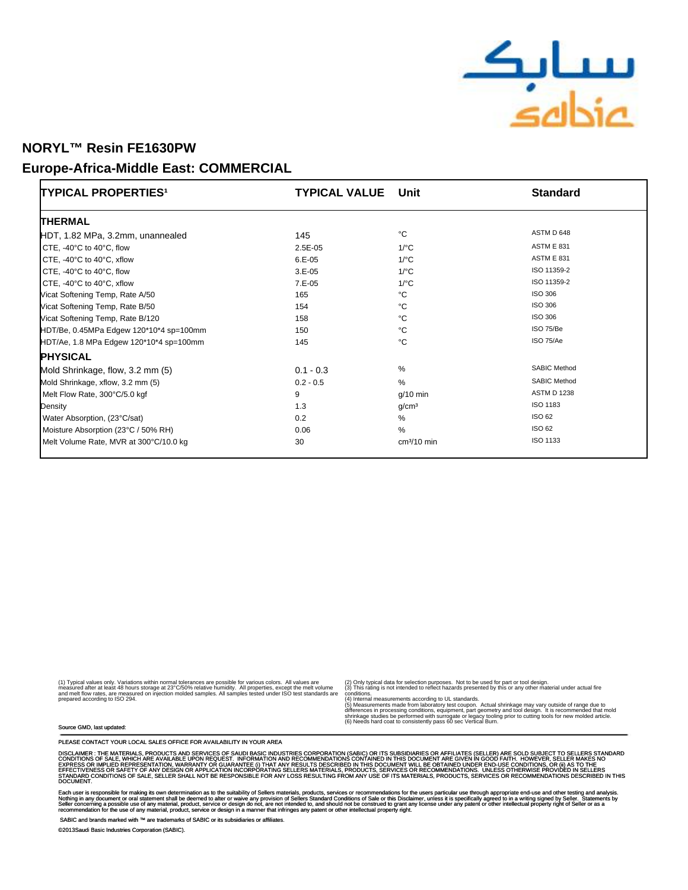## NORYL™ Resin FE1630PW

## Europe-Africa-Middle East: COMMERCIAL

| TYPICAL PROPERTIES[1] | TYPICAL VALUE | Unit | Standard |
|---|---|---|---|
| **THERMAL** | | | |
| HDT, 1.82 MPa, 3.2mm, unannealed | 145 | °C | ASTM D 648 |
| CTE, -40°C to 40°C, flow | 2.5E-05 | 1/°C | ASTM E 831 |
| CTE, -40°C to 40°C, xflow | 6.E-05 | 1/°C | ASTM E 831 |
| CTE, -40°C to 40°C, flow | 3.E-05 | 1/°C | ISO 11359-2 |
| CTE, -40°C to 40°C, xflow | 7.E-05 | 1/°C | ISO 11359-2 |
| Vicat Softening Temp, Rate A/50 | 165 | °C | ISO 306 |
| Vicat Softening Temp, Rate B/50 | 154 | °C | ISO 306 |
| Vicat Softening Temp, Rate B/120 | 158 | °C | ISO 306 |
| HDT/Be, 0.45MPa Edgew 120*10*4 sp=100mm | 150 | °C | ISO 75/Be |
| HDT/Ae, 1.8 MPa Edgew 120*10*4 sp=100mm | 145 | °C | ISO 75/Ae |
| **PHYSICAL** | | | |
| Mold Shrinkage, flow, 3.2 mm (5) | 0.1 - 0.3 | % | SABIC Method |
| Mold Shrinkage, xflow, 3.2 mm (5) | 0.2 - 0.5 | % | SABIC Method |
| Melt Flow Rate, 300°C/5.0 kgf | 9 | g/10 min | ASTM D 1238 |
| Density | 1.3 | g/cm³ | ISO 1183 |
| Water Absorption, (23°C/sat) | 0.2 | % | ISO 62 |
| Moisture Absorption (23°C / 50% RH) | 0.06 | % | ISO 62 |
| Melt Volume Rate, MVR at 300°C/10.0 kg | 30 | cm³/10 min | ISO 1133 |

(1) Typical values only. Variations within normal tolerances are possible for various colors. All values are measured after at least 48 hours storage at 23°C/50% relative humidity. All properties, except the melt volume and melt flow rates, are measured on injection molded samples. All samples tested under ISO test standards are prepared according to ISO 294.

(2) Only typical data for selection purposes. Not to be used for part or tool design.
(3) This rating is not intended to reflect hazards presented by this or any other material under actual fire conditions.
(4) Internal measurements according to UL standards.
(5) Measurements made from laboratory test coupon. Actual shrinkage may vary outside of range due to differences in processing conditions, equipment, part geometry and tool design. It is recommended that mold shrinkage studies be performed with surrogate or legacy tooling prior to cutting tools for new molded article.
(6) Needs hard coat to consistently pass 60 sec Vertical Burn.

Source GMD, last updated:

PLEASE CONTACT YOUR LOCAL SALES OFFICE FOR AVAILABILITY IN YOUR AREA

DISCLAIMER : THE MATERIALS, PRODUCTS AND SERVICES OF SAUDI BASIC INDUSTRIES CORPORATION (SABIC) OR ITS SUBSIDIARIES OR AFFILIATES (SELLER) ARE SOLD SUBJECT TO SELLERS STANDARD CONDITIONS OF SALE, WHICH ARE AVAILABLE UPON REQUEST. INFORMATION AND RECOMMENDATIONS CONTAINED IN THIS DOCUMENT ARE GIVEN IN GOOD FAITH. HOWEVER, SELLER MAKES NO EXPRESS OR IMPLIED REPRESENTATION, WARRANTY OR GUARANTEE (i) THAT ANY RESULTS DESCRIBED IN THIS DOCUMENT WILL BE OBTAINED UNDER END-USE CONDITIONS, OR (ii) AS TO THE EFFECTIVENESS OR SAFETY OF ANY DESIGN OR APPLICATION INCORPORATING SELLERS MATERIALS, PRODUCTS, SERVICES OR RECOMMENDATIONS. UNLESS OTHERWISE PROVIDED IN SELLERS STANDARD CONDITIONS OF SALE, SELLER SHALL NOT BE RESPONSIBLE FOR ANY LOSS RESULTING FROM ANY USE OF ITS MATERIALS, PRODUCTS, SERVICES OR RECOMMENDATIONS DESCRIBED IN THIS DOCUMENT.

Each user is responsible for making its own determination as to the suitability of Sellers materials, products, services or recommendations for the users particular use through appropriate end-use and other testing and analysis. Nothing in any document or oral statement shall be deemed to alter or waive any provision of Sellers Standard Conditions of Sale or this Disclaimer, unless it is specifically agreed to in a writing signed by Seller. Statements by Seller concerning a possible use of any material, product, service or design do not, are not intended to, and should not be construed to grant any license under any patent or other intellectual property right of Seller or as a recommendation for the use of any material, product, service or design in a manner that infringes any patent or other intellectual property right.

SABIC and brands marked with ™ are trademarks of SABIC or its subsidiaries or affiliates.

©2013Saudi Basic Industries Corporation (SABIC).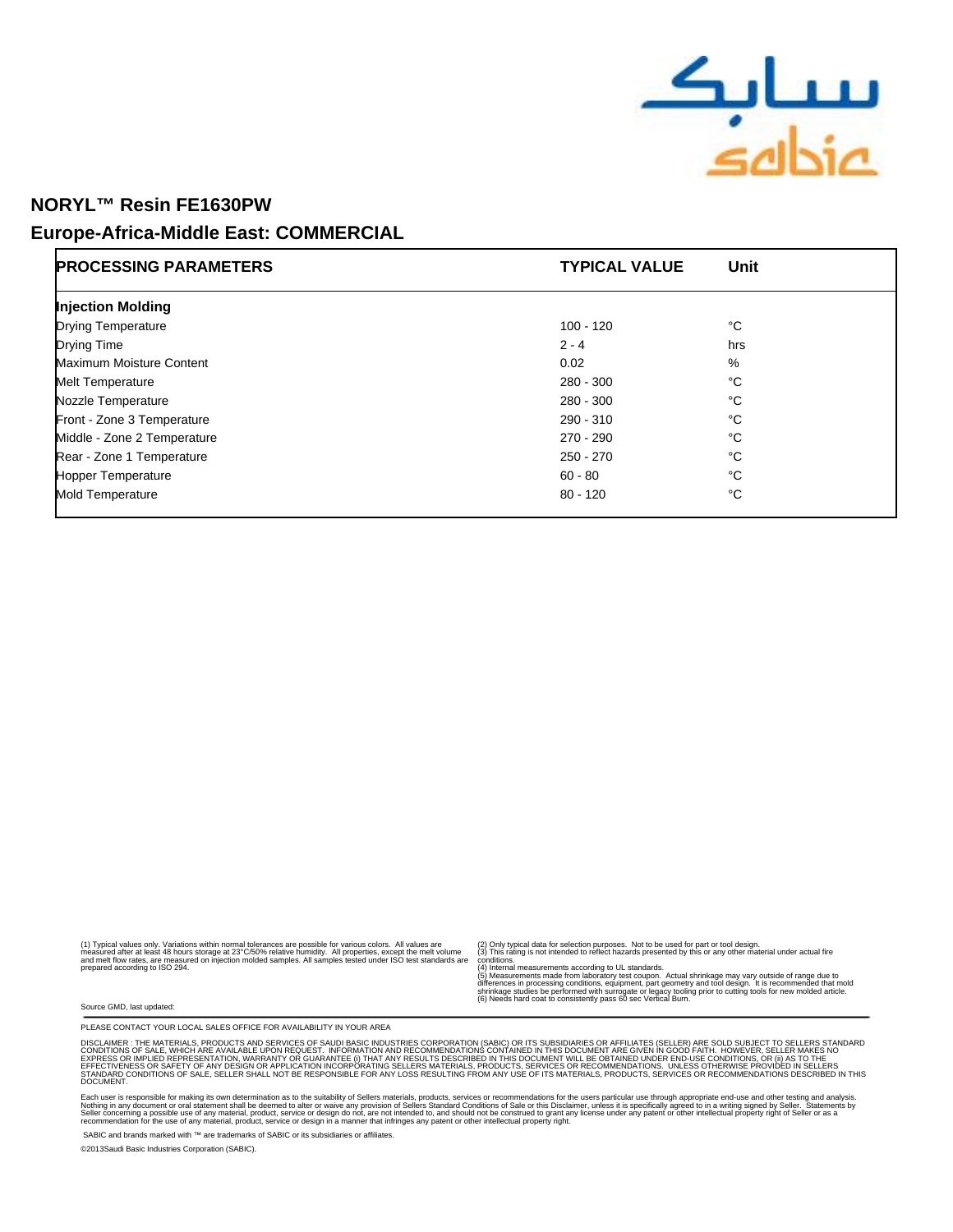## NORYL™ Resin FE1630PW

## Europe-Africa-Middle East: COMMERCIAL

| PROCESSING PARAMETERS | TYPICAL VALUE | Unit |
|---|---|---|
| **Injection Molding** | | |
| Drying Temperature | 100 - 120 | °C |
| Drying Time | 2 - 4 | hrs |
| Maximum Moisture Content | 0.02 | % |
| Melt Temperature | 280 - 300 | °C |
| Nozzle Temperature | 280 - 300 | °C |
| Front - Zone 3 Temperature | 290 - 310 | °C |
| Middle - Zone 2 Temperature | 270 - 290 | °C |
| Rear - Zone 1 Temperature | 250 - 270 | °C |
| Hopper Temperature | 60 - 80 | °C |
| Mold Temperature | 80 - 120 | °C |

(1) Typical values only. Variations within normal tolerances are possible for various colors. All values are measured after at least 48 hours storage at 23°C/50% relative humidity. All properties, except the melt volume and melt flow rates, are measured on injection molded samples. All samples tested under ISO test standards are prepared according to ISO 294.

(2) Only typical data for selection purposes. Not to be used for part or tool design.
(3) This rating is not intended to reflect hazards presented by this or any other material under actual fire conditions.
(4) Internal measurements according to UL standards.
(5) Measurements made from laboratory test coupon. Actual shrinkage may vary outside of range due to differences in processing conditions, equipment, part geometry and tool design. It is recommended that mold shrinkage studies be performed with surrogate or legacy tooling prior to cutting tools for new molded article.
(6) Needs hard coat to consistently pass 60 sec Vertical Burn.

Source GMD, last updated:

PLEASE CONTACT YOUR LOCAL SALES OFFICE FOR AVAILABILITY IN YOUR AREA

DISCLAIMER : THE MATERIALS, PRODUCTS AND SERVICES OF SAUDI BASIC INDUSTRIES CORPORATION (SABIC) OR ITS SUBSIDIARIES OR AFFILIATES (SELLER) ARE SOLD SUBJECT TO SELLERS STANDARD CONDITIONS OF SALE, WHICH ARE AVAILABLE UPON REQUEST. INFORMATION AND RECOMMENDATIONS CONTAINED IN THIS DOCUMENT ARE GIVEN IN GOOD FAITH. HOWEVER, SELLER MAKES NO EXPRESS OR IMPLIED REPRESENTATION, WARRANTY OR GUARANTEE (i) THAT ANY RESULTS DESCRIBED IN THIS DOCUMENT WILL BE OBTAINED UNDER END-USE CONDITIONS, OR (ii) AS TO THE EFFECTIVENESS OR SAFETY OF ANY DESIGN OR APPLICATION INCORPORATING SELLERS MATERIALS, PRODUCTS, SERVICES OR RECOMMENDATIONS. UNLESS OTHERWISE PROVIDED IN SELLERS STANDARD CONDITIONS OF SALE, SELLER SHALL NOT BE RESPONSIBLE FOR ANY LOSS RESULTING FROM ANY USE OF ITS MATERIALS, PRODUCTS, SERVICES OR RECOMMENDATIONS DESCRIBED IN THIS DOCUMENT.

Each user is responsible for making its own determination as to the suitability of Sellers materials, products, services or recommendations for the users particular use through appropriate end-use and other testing and analysis. Nothing in any document or oral statement shall be deemed to alter or waive any provision of Sellers Standard Conditions of Sale or this Disclaimer, unless it is specifically agreed to in a writing signed by Seller. Statements by Seller concerning a possible use of any material, product, service or design do not, are not intended to, and should not be construed to grant any license under any patent or other intellectual property right of Seller or as a recommendation for the use of any material, product, service or design in a manner that infringes any patent or other intellectual property right.

SABIC and brands marked with ™ are trademarks of SABIC or its subsidiaries or affiliates.

©2013Saudi Basic Industries Corporation (SABIC).